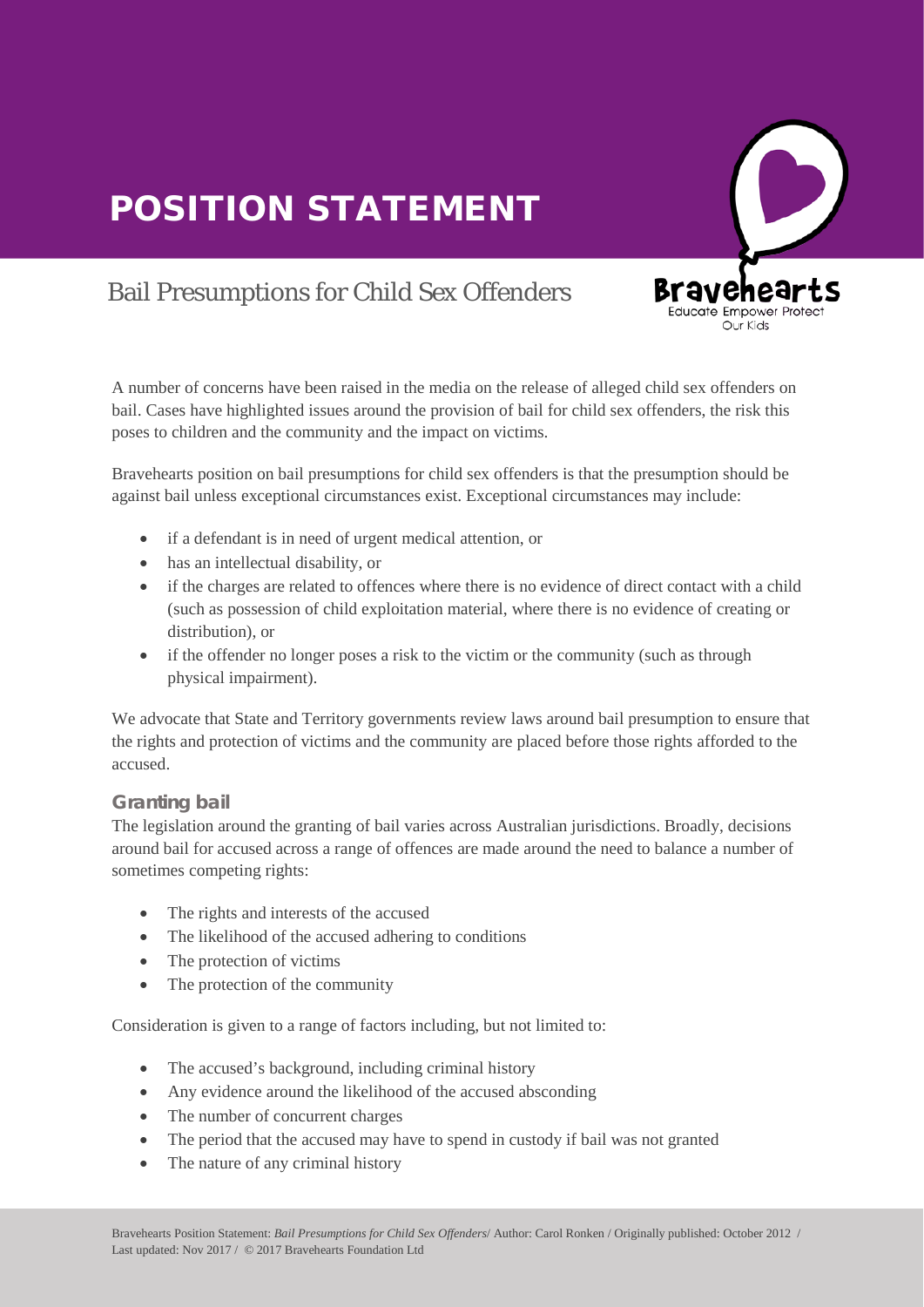# POSITION STATEMENT

## Bail Presumptions for Child Sex Offenders

A number of concerns have been raised in the media on the release of alleged child sex offenders on bail. Cases have highlighted issues around the provision of bail for child sex offenders, the risk this poses to children and the community and the impact on victims.

Bravehearts position on bail presumptions for child sex offenders is that the presumption should be against bail unless exceptional circumstances exist. Exceptional circumstances may include:

- if a defendant is in need of urgent medical attention, or
- has an intellectual disability, or
- if the charges are related to offences where there is no evidence of direct contact with a child (such as possession of child exploitation material, where there is no evidence of creating or distribution), or
- if the offender no longer poses a risk to the victim or the community (such as through physical impairment).

We advocate that State and Territory governments review laws around bail presumption to ensure that the rights and protection of victims and the community are placed before those rights afforded to the accused.

### Granting bail

The legislation around the granting of bail varies across Australian jurisdictions. Broadly, decisions around bail for accused across a range of offences are made around the need to balance a number of sometimes competing rights:

- The rights and interests of the accused
- The likelihood of the accused adhering to conditions
- The protection of victims
- The protection of the community

Consideration is given to a range of factors including, but not limited to:

- The accused's background, including criminal history
- Any evidence around the likelihood of the accused absconding
- The number of concurrent charges
- The period that the accused may have to spend in custody if bail was not granted
- The nature of any criminal history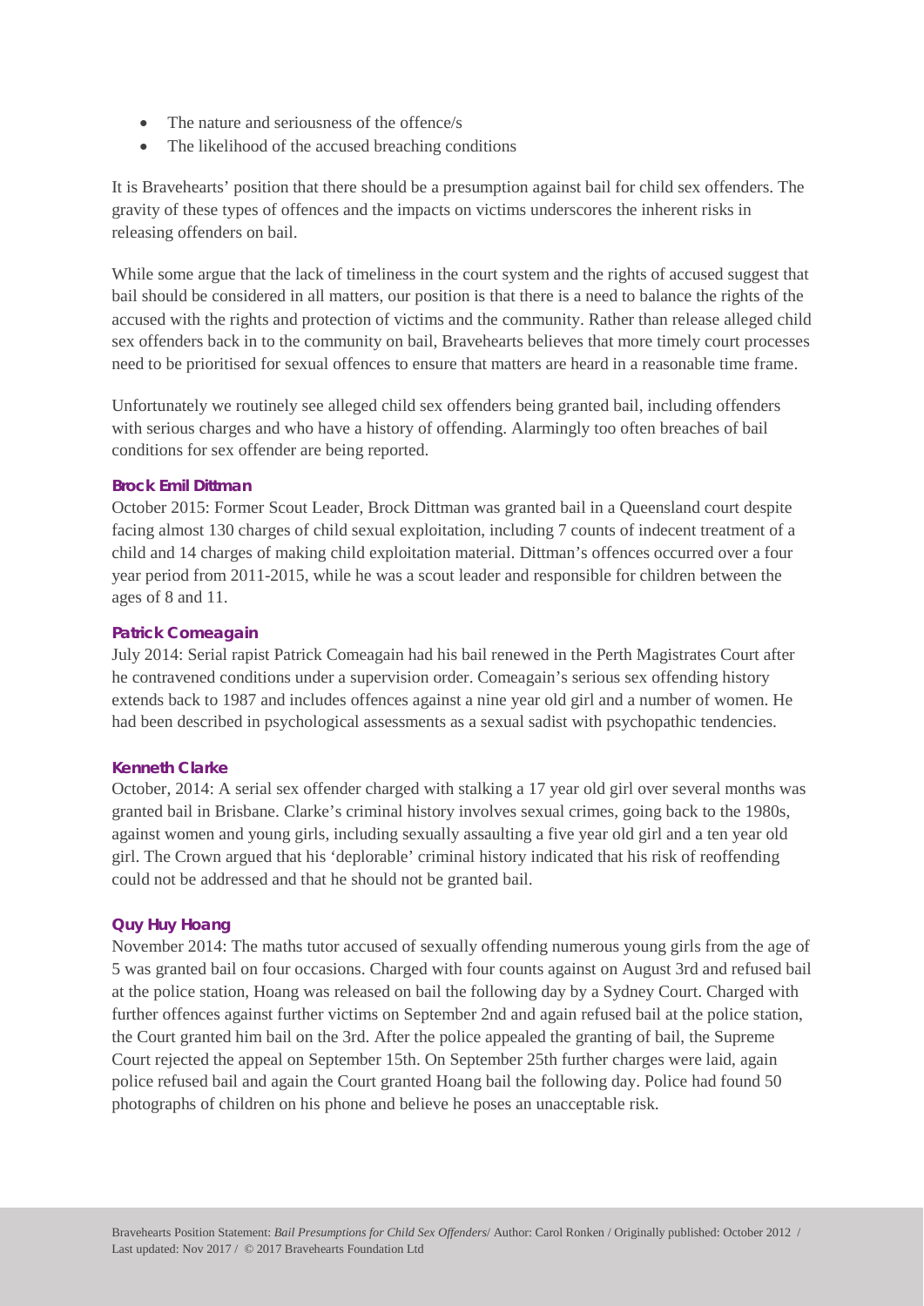- The nature and seriousness of the offence/s
- The likelihood of the accused breaching conditions

It is Bravehearts' position that there should be a presumption against bail for child sex offenders. The gravity of these types of offences and the impacts on victims underscores the inherent risks in releasing offenders on bail.

While some argue that the lack of timeliness in the court system and the rights of accused suggest that bail should be considered in all matters, our position is that there is a need to balance the rights of the accused with the rights and protection of victims and the community. Rather than release alleged child sex offenders back in to the community on bail, Bravehearts believes that more timely court processes need to be prioritised for sexual offences to ensure that matters are heard in a reasonable time frame.

Unfortunately we routinely see alleged child sex offenders being granted bail, including offenders with serious charges and who have a history of offending. Alarmingly too often breaches of bail conditions for sex offender are being reported.

**Brock Emil Dittman**

October 2015: Former Scout Leader, Brock Dittman was granted bail in a Queensland court despite facing almost 130 charges of child sexual exploitation, including 7 counts of indecent treatment of a child and 14 charges of making child exploitation material. Dittman's offences occurred over a four year period from 2011-2015, while he was a scout leader and responsible for children between the ages of 8 and 11.

**Patrick Comeagain**

July 2014: Serial rapist Patrick Comeagain had his bail renewed in the Perth Magistrates Court after he contravened conditions under a supervision order. Comeagain's serious sex offending history extends back to 1987 and includes offences against a nine year old girl and a number of women. He had been described in psychological assessments as a sexual sadist with psychopathic tendencies.

**Kenneth Clarke**

October, 2014: A serial sex offender charged with stalking a 17 year old girl over several months was granted bail in Brisbane. Clarke's criminal history involves sexual crimes, going back to the 1980s, against women and young girls, including sexually assaulting a five year old girl and a ten year old girl. The Crown argued that his 'deplorable' criminal history indicated that his risk of reoffending could not be addressed and that he should not be granted bail.

**Quy Huy Hoang**

November 2014: The maths tutor accused of sexually offending numerous young girls from the age of 5 was granted bail on four occasions. Charged with four counts against on August 3rd and refused bail at the police station, Hoang was released on bail the following day by a Sydney Court. Charged with further offences against further victims on September 2nd and again refused bail at the police station, the Court granted him bail on the 3rd. After the police appealed the granting of bail, the Supreme Court rejected the appeal on September 15th. On September 25th further charges were laid, again police refused bail and again the Court granted Hoang bail the following day. Police had found 50 photographs of children on his phone and believe he poses an unacceptable risk.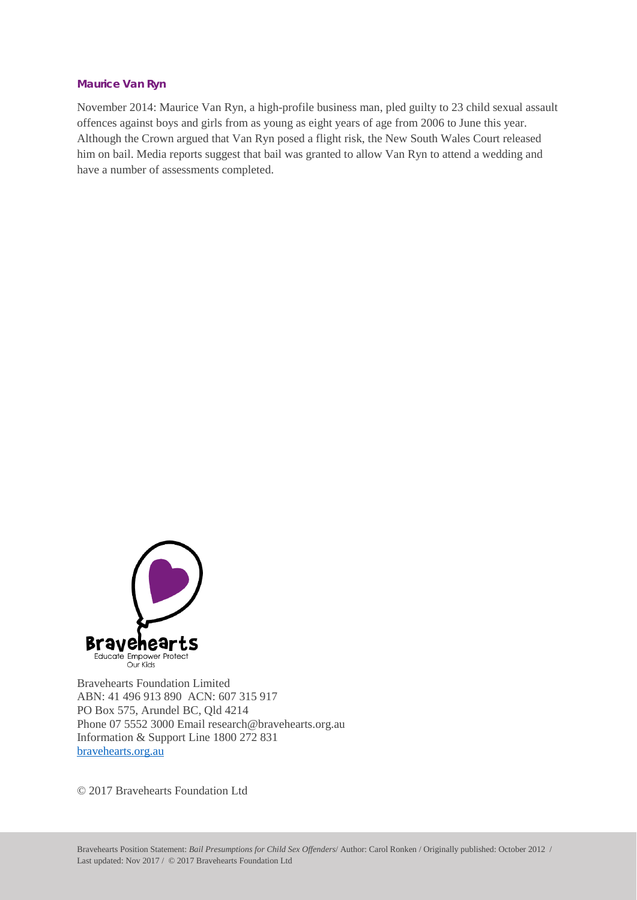### Maurice Van Ryn

November 2014: Maurice Van Ryn, a high-profile business man, pled guilty to 23 child sexual assault offences against boys and girls from as young as eight years of age from 2006 to June this year. Although the Crown argued that Van Ryn posed a flight risk, the New South Wales Court released him on bail. Media reports suggest that bail was granted to allow Van Ryn to attend a wedding and have a number of assessments completed.

Bravehearts
Educate Empower Protect
Our Kids

Bravehearts Foundation Limited
ABN: 41 496 913 890 ACN: 607 315 917
PO Box 575, Arundel BC, Qld 4214
Phone 07 5552 3000 Email research@bravehearts.org.au
Information & Support Line 1800 272 831
[bravehearts.org.au](bravehearts.org.au)

© 2017 Bravehearts Foundation Ltd

Bravehearts Position Statement: *Bail Presumptions for Child Sex Offenders*/ Author: Carol Ronken / Originally published: October 2012 / Last updated: Nov 2017 / © 2017 Bravehearts Foundation Ltd